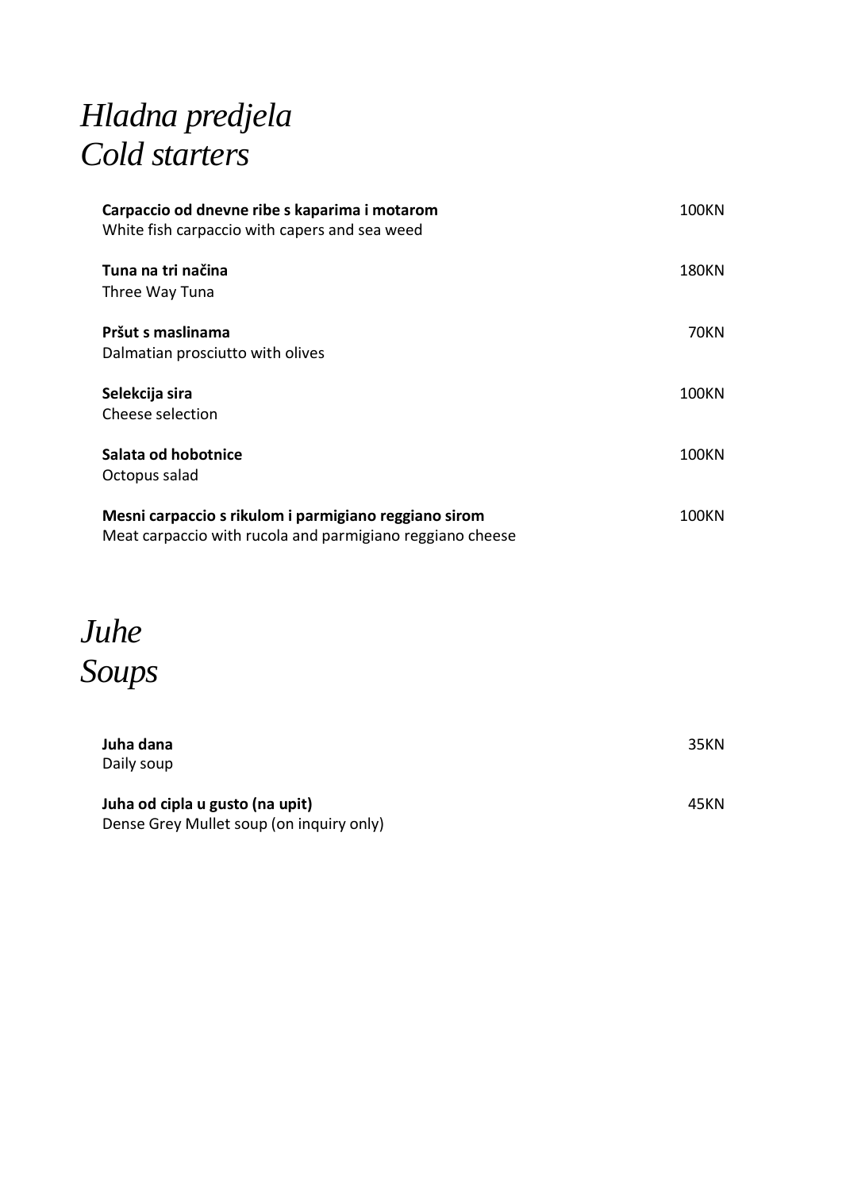# *Hladna predjela*
# *Cold starters*

**Carpaccio od dnevne ribe s kaparima i motarom** 100KN
White fish carpaccio with capers and sea weed

**Tuna na tri načina** 180KN
Three Way Tuna

**Pršut s maslinama** 70KN
Dalmatian prosciutto with olives

**Selekcija sira** 100KN
Cheese selection

**Salata od hobotnice** 100KN
Octopus salad

**Mesni carpaccio s rikulom i parmigiano reggiano sirom** 100KN
Meat carpaccio with rucola and parmigiano reggiano cheese

# *Juhe*
# *Soups*

**Juha dana** 35KN
Daily soup

**Juha od cipla u gusto (na upit)** 45KN
Dense Grey Mullet soup (on inquiry only)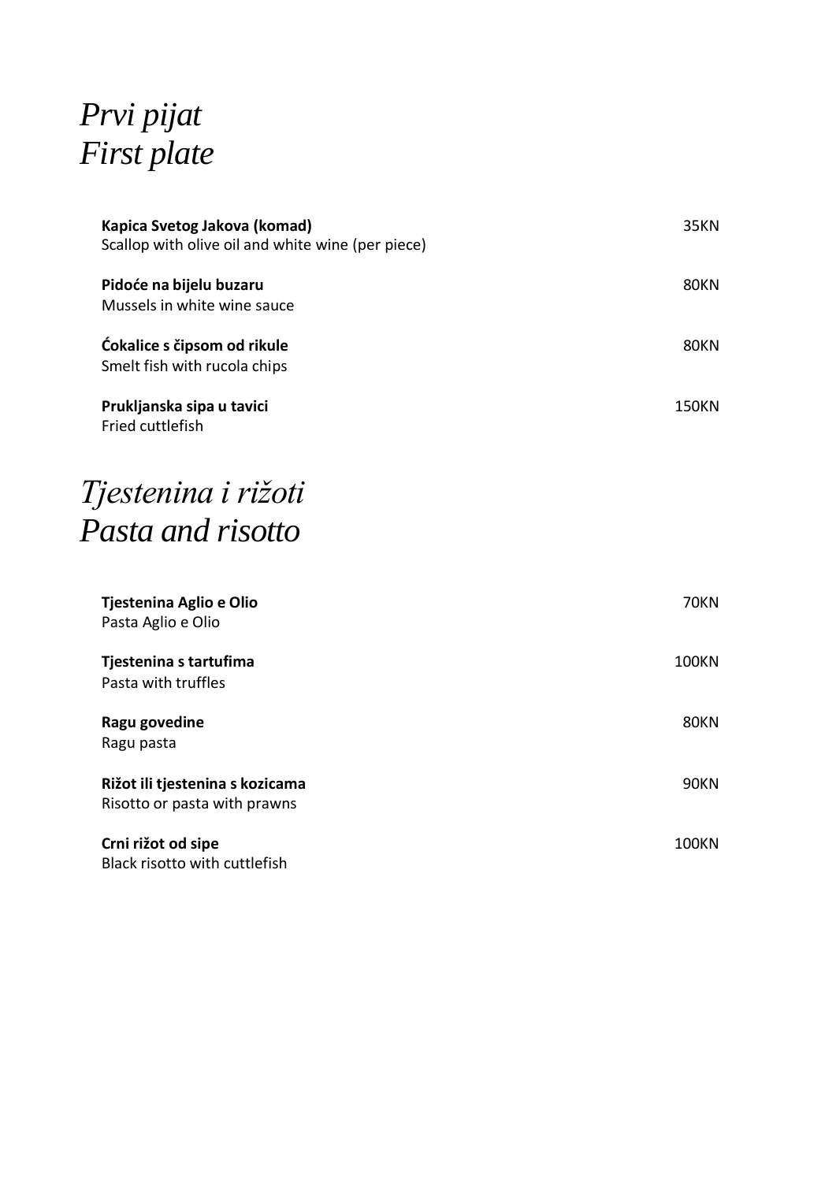## *Prvi pijat*
## *First plate*

**Kapica Svetog Jakova (komad)** 35KN
Scallop with olive oil and white wine (per piece)

**Pidoće na bijelu buzaru** 80KN
Mussels in white wine sauce

**Ćokalice s čipsom od rikule** 80KN
Smelt fish with rucola chips

**Prukljanska sipa u tavici** 150KN
Fried cuttlefish

## *Tjestenina i rižoti*
## *Pasta and risotto*

**Tjestenina Aglio e Olio** 70KN
Pasta Aglio e Olio

**Tjestenina s tartufima** 100KN
Pasta with truffles

**Ragu govedine** 80KN
Ragu pasta

**Rižot ili tjestenina s kozicama** 90KN
Risotto or pasta with prawns

**Crni rižot od sipe** 100KN
Black risotto with cuttlefish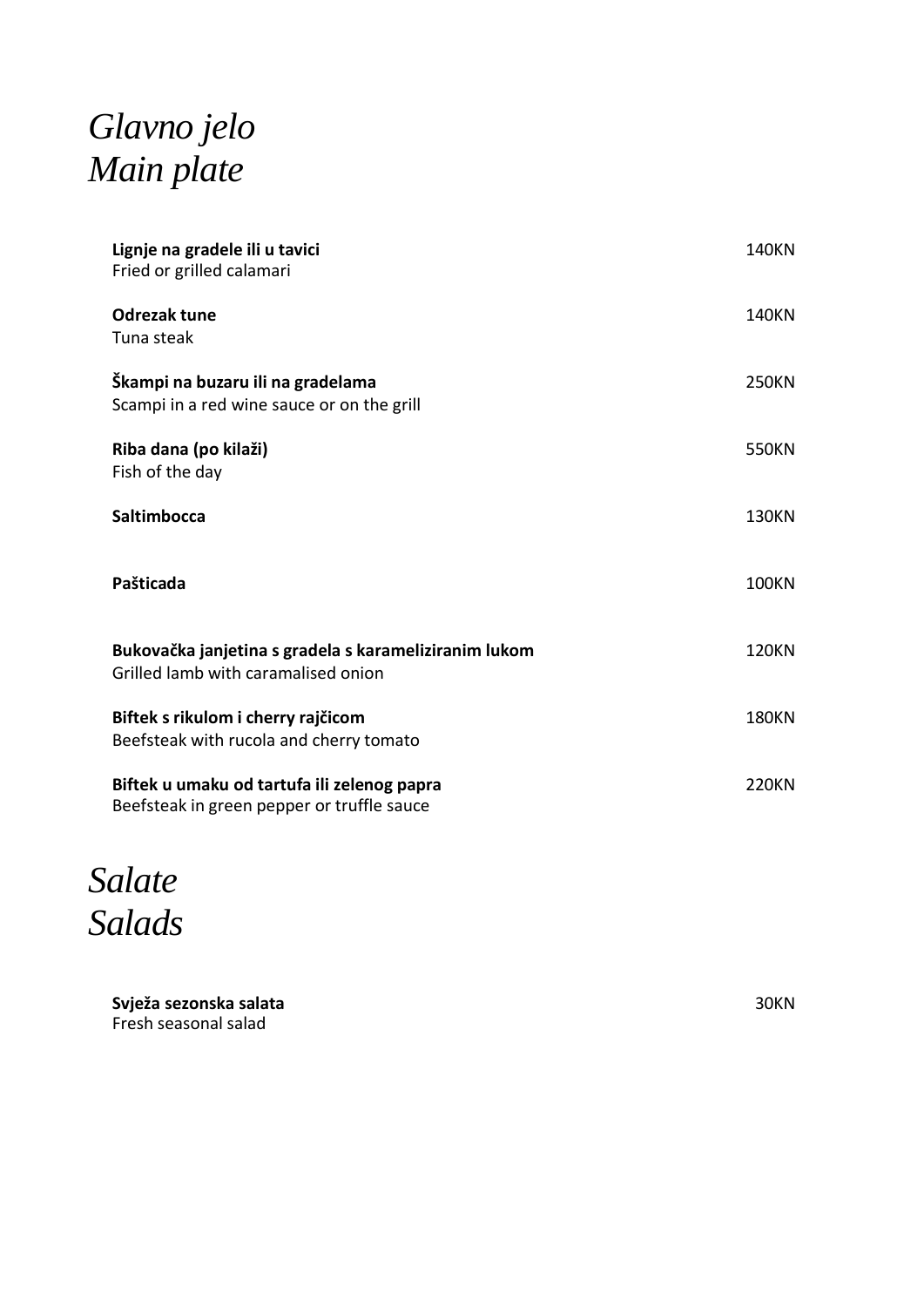# *Glavno jelo*
# *Main plate*

**Lignje na gradele ili u tavici** — 140KN
Fried or grilled calamari

**Odrezak tune** — 140KN
Tuna steak

**Škampi na buzaru ili na gradelama** — 250KN
Scampi in a red wine sauce or on the grill

**Riba dana (po kilaži)** — 550KN
Fish of the day

**Saltimbocca** — 130KN

**Pašticada** — 100KN

**Bukovačka janjetina s gradela s karameliziranim lukom** — 120KN
Grilled lamb with caramalised onion

**Biftek s rikulom i cherry rajčicom** — 180KN
Beefsteak with rucola and cherry tomato

**Biftek u umaku od tartufa ili zelenog papra** — 220KN
Beefsteak in green pepper or truffle sauce

# *Salate*
# *Salads*

**Svježa sezonska salata** — 30KN
Fresh seasonal salad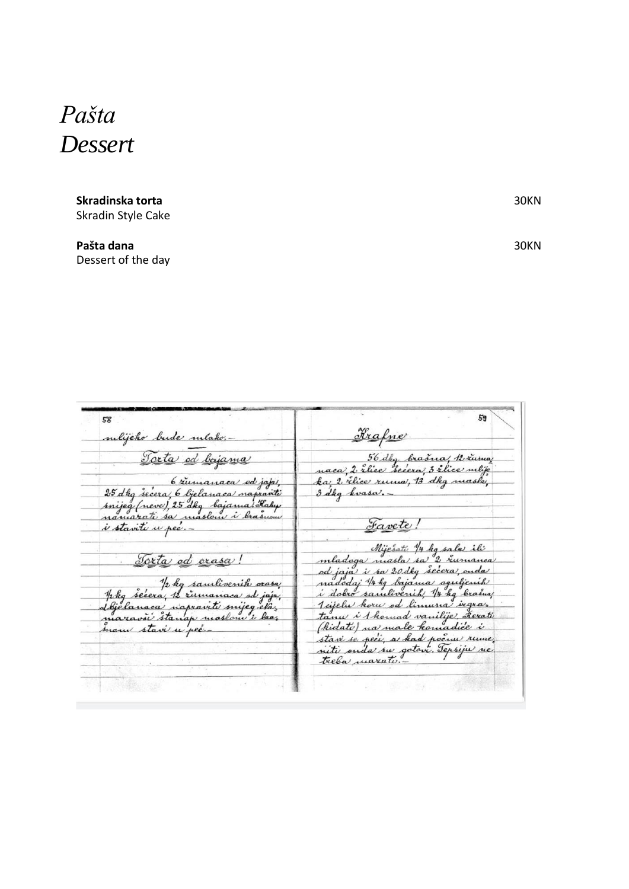# *Pašta*
# *Dessert*

**Skradinska torta** 30KN
Skradin Style Cake

**Pašta dana** 30KN
Dessert of the day

mlijeko bude mlako.-

Torta od bajama

6 žumanaca od jaja, 25 dkg šećera, 6 bjelanaca napraviti snijeg (neve), 25 dkg bajama. Kalup namazati sa maslom i brašnom i staviti u peć.-

Torta od orasa!

1/2 kg samlivenih orasa, 1/2 kg šećera, 12 žumanaca od jaja, 12 bjelanaca napraviti snijeg ela; mazavši štanap maslom i brašnom stavi u peć.-

Krafne

56 dkg brašna, 12 žumanaca, 2 žlice šećera, 3 žlice mlijeka, 2 žlice ruma, 13 dkg masla, 3 dkg kvasa.-

Favete!

Miješati 1/4 kg sala ili mladoga masla sa 2 žumanca od jaja i sa 20 dkg šećera, onda nadodaj 1/4 kg bajama oguljenih i dobro samlivenih, 1/4 kg brašna, 1 cijelu koru od limuna ingratanu i 1 komad vanilije. Rezati (kidati) na male komadiće i stavi se peći, a kad počnu rumeniti onda su gotovi. Tepsiju ne treba mazati.-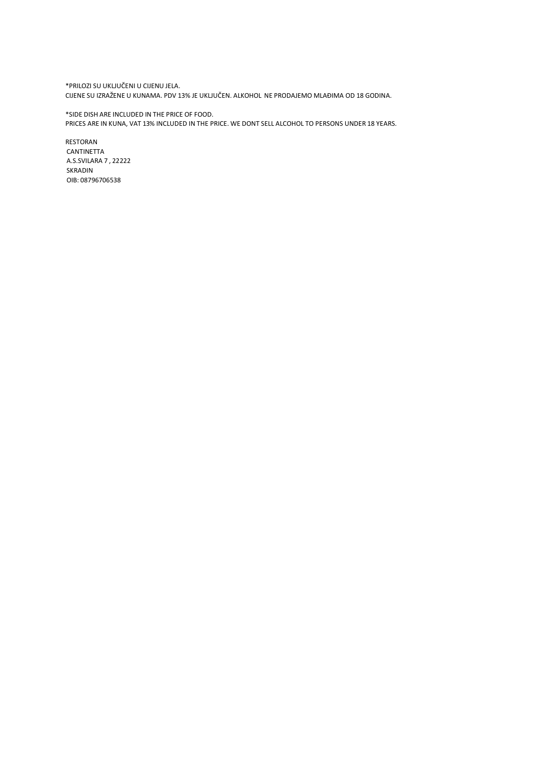*PRILOZI SU UKLJUČENI U CIJENU JELA.
CIJENE SU IZRAŽENE U KUNAMA. PDV 13% JE UKLJUČEN. ALKOHOL NE PRODAJEMO MLAĐIMA OD 18 GODINA.

*SIDE DISH ARE INCLUDED IN THE PRICE OF FOOD.
PRICES ARE IN KUNA, VAT 13% INCLUDED IN THE PRICE. WE DONT SELL ALCOHOL TO PERSONS UNDER 18 YEARS.

RESTORAN
CANTINETTA
A.S.SVILARA 7 , 22222
SKRADIN
OIB: 08796706538